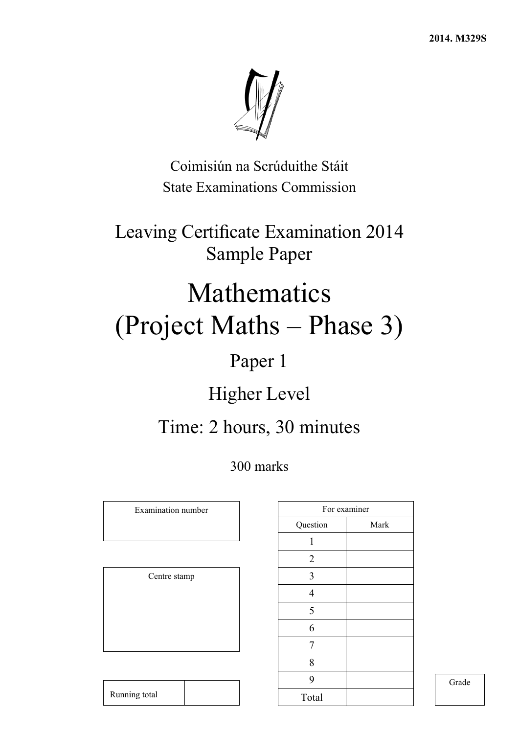2014. M329S

Coimisiún na Scrúduithe Stáit
State Examinations Commission

# Leaving Certificate Examination 2014
## Sample Paper

# Mathematics
# (Project Maths – Phase 3)

## Paper 1

## Higher Level

## Time: 2 hours, 30 minutes

300 marks

| Examination number |
|---|
| |

| Centre stamp |
|---|
| |

| Running total | |
|---|---|

| For examiner | |
|---|---|
| Question | Mark |
| 1 | |
| 2 | |
| 3 | |
| 4 | |
| 5 | |
| 6 | |
| 7 | |
| 8 | |
| 9 | |
| Total | |

| Grade |
|---|
| |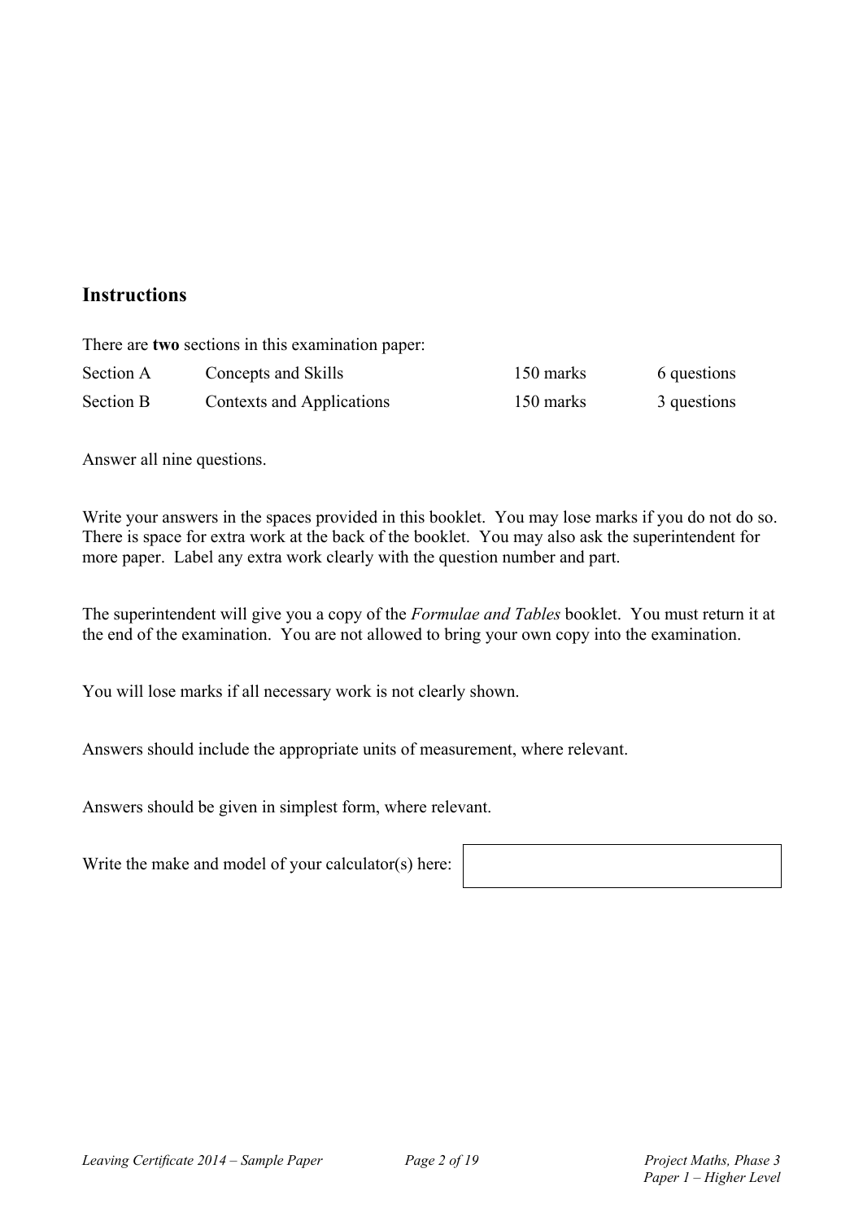## Instructions

There are **two** sections in this examination paper:

| | | | |
|---|---|---|---|
| Section A | Concepts and Skills | 150 marks | 6 questions |
| Section B | Contexts and Applications | 150 marks | 3 questions |

Answer all nine questions.

Write your answers in the spaces provided in this booklet. You may lose marks if you do not do so. There is space for extra work at the back of the booklet. You may also ask the superintendent for more paper. Label any extra work clearly with the question number and part.

The superintendent will give you a copy of the *Formulae and Tables* booklet. You must return it at the end of the examination. You are not allowed to bring your own copy into the examination.

You will lose marks if all necessary work is not clearly shown.

Answers should include the appropriate units of measurement, where relevant.

Answers should be given in simplest form, where relevant.

Write the make and model of your calculator(s) here: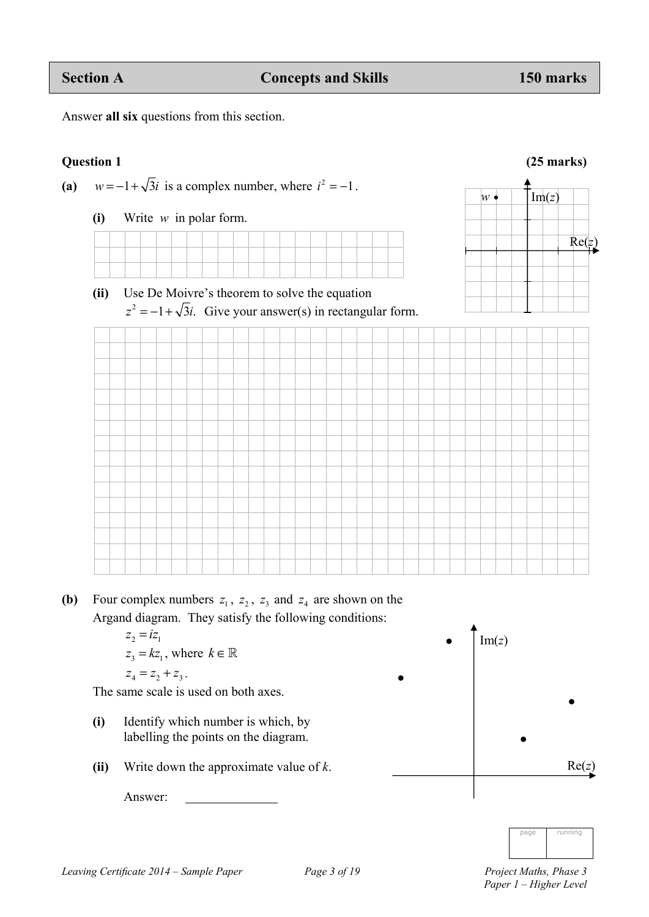## Section A — Concepts and Skills — 150 marks

Answer **all six** questions from this section.

### Question 1 (25 marks)

**(a)** $w = -1 + \sqrt{3}i$ is a complex number, where $i^2 = -1$.

**(i)** Write $w$ in polar form.

**(ii)** Use De Moivre's theorem to solve the equation $z^2 = -1 + \sqrt{3}i$. Give your answer(s) in rectangular form.

**(b)** Four complex numbers $z_1$, $z_2$, $z_3$ and $z_4$ are shown on the Argand diagram. They satisfy the following conditions:

$z_2 = iz_1$

$z_3 = kz_1$, where $k \in \mathbb{R}$

$z_4 = z_2 + z_3$.

The same scale is used on both axes.

**(i)** Identify which number is which, by labelling the points on the diagram.

**(ii)** Write down the approximate value of $k$.

Answer: ______________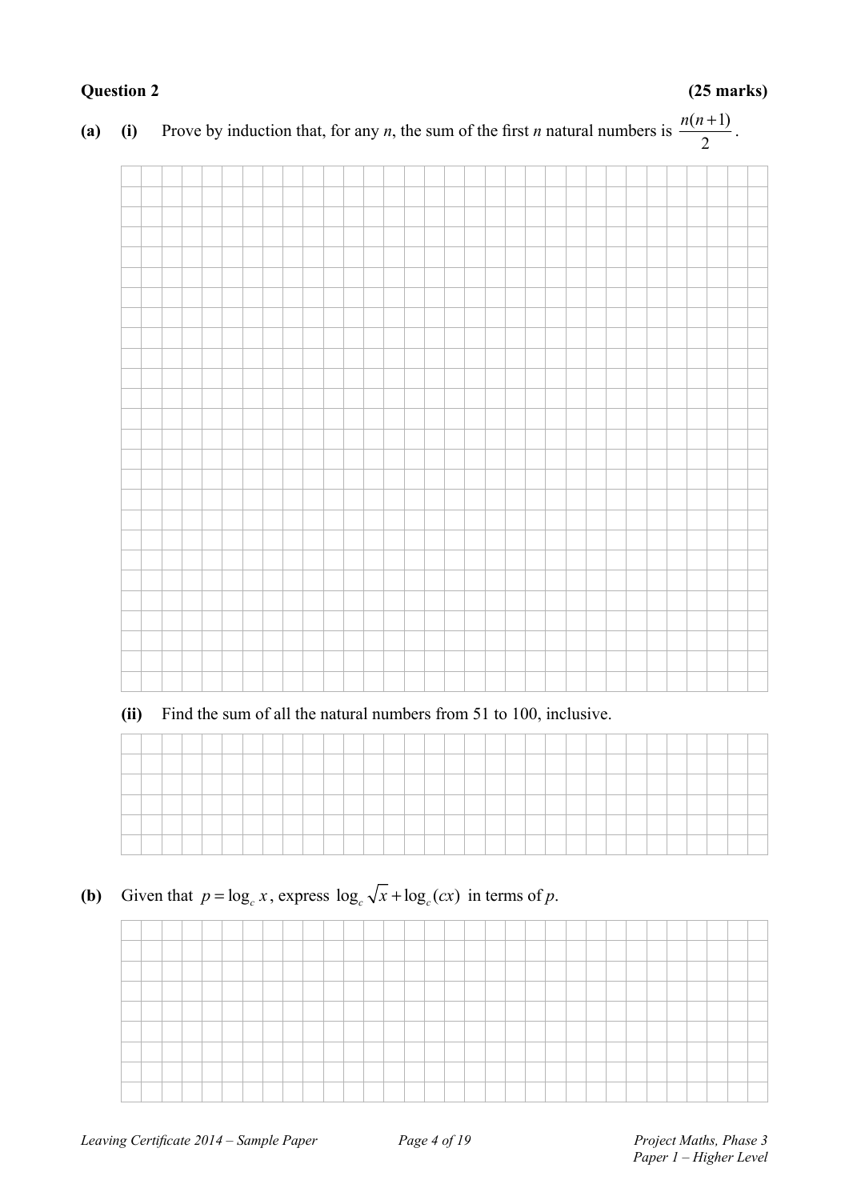**Question 2** **(25 marks)**

**(a)** **(i)** Prove by induction that, for any $n$, the sum of the first $n$ natural numbers is $\frac{n(n+1)}{2}$.

**(ii)** Find the sum of all the natural numbers from 51 to 100, inclusive.

**(b)** Given that $p = \log_c x$, express $\log_c \sqrt{x} + \log_c (cx)$ in terms of $p$.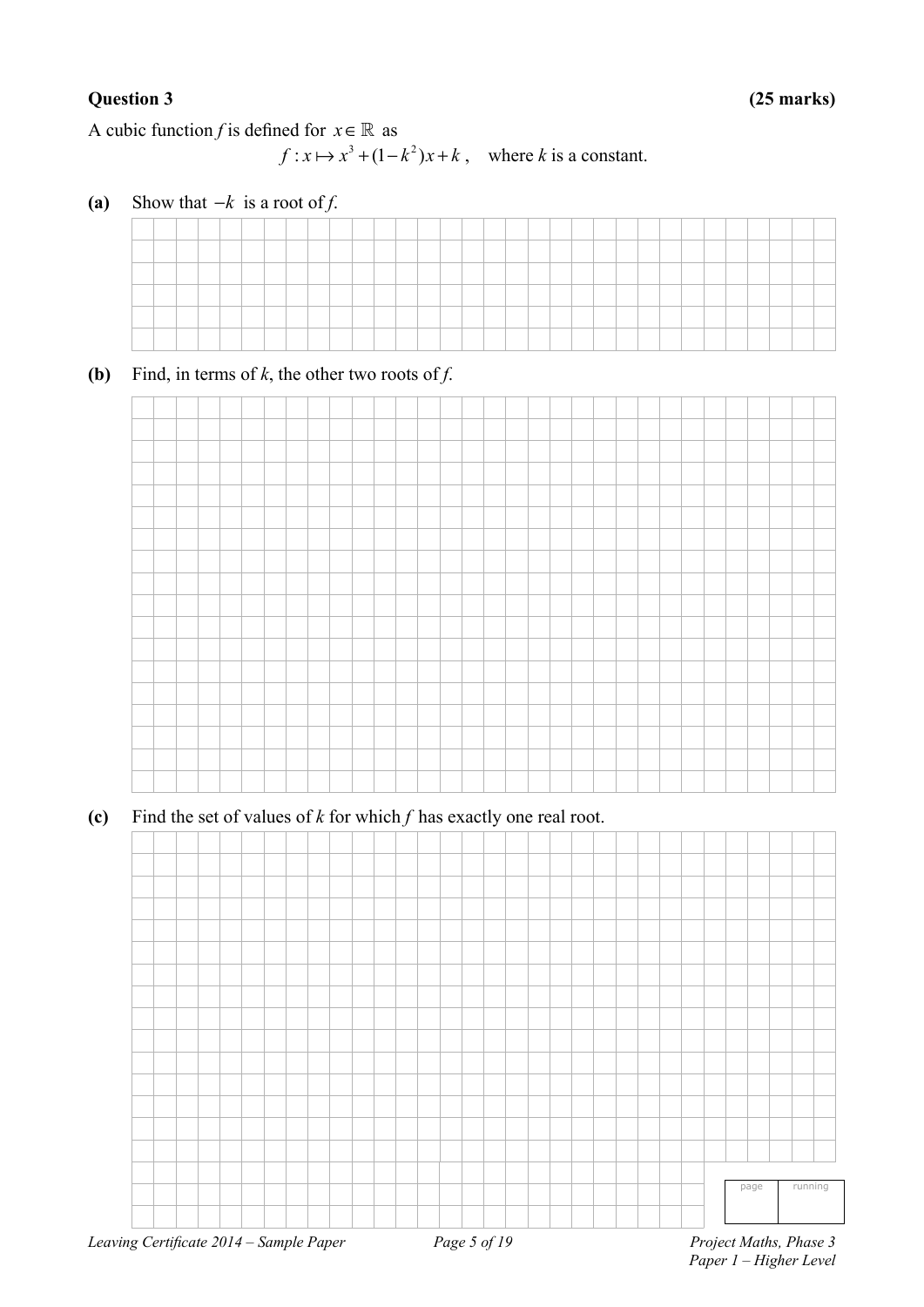**Question 3** **(25 marks)**

A cubic function $f$ is defined for $x \in \mathbb{R}$ as

$$f : x \mapsto x^3 + (1 - k^2)x + k, \quad \text{where } k \text{ is a constant.}$$

**(a)** Show that $-k$ is a root of $f$.

**(b)** Find, in terms of $k$, the other two roots of $f$.

**(c)** Find the set of values of $k$ for which $f$ has exactly one real root.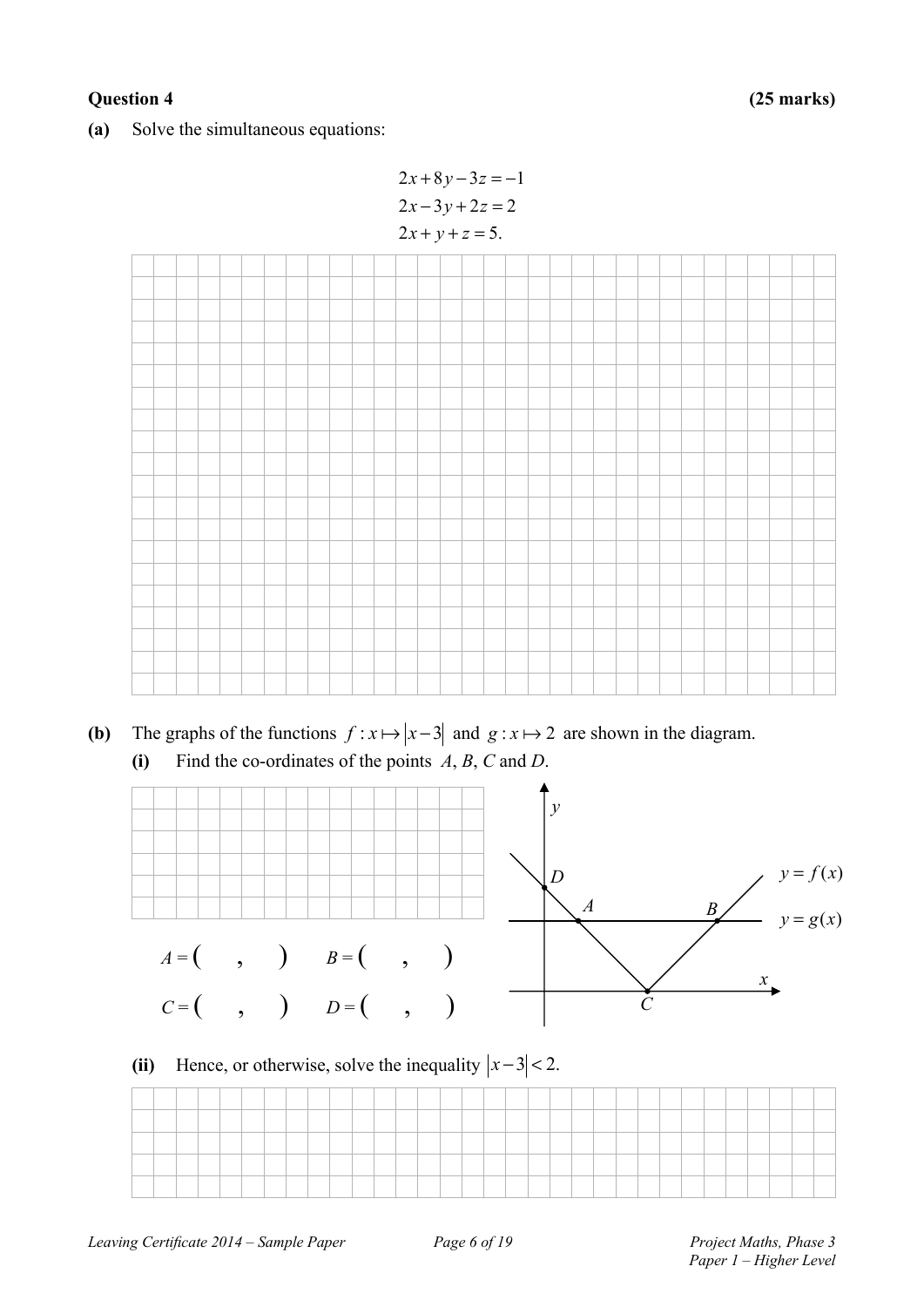**Question 4** **(25 marks)**

**(a)** Solve the simultaneous equations:

$$2x + 8y - 3z = -1$$
$$2x - 3y + 2z = 2$$
$$2x + y + z = 5.$$

**(b)** The graphs of the functions $f : x \mapsto |x-3|$ and $g : x \mapsto 2$ are shown in the diagram.

**(i)** Find the co-ordinates of the points $A$, $B$, $C$ and $D$.

$A = ( \quad , \quad )$ $B = ( \quad , \quad )$

$C = ( \quad , \quad )$ $D = ( \quad , \quad )$

**(ii)** Hence, or otherwise, solve the inequality $|x-3| < 2$.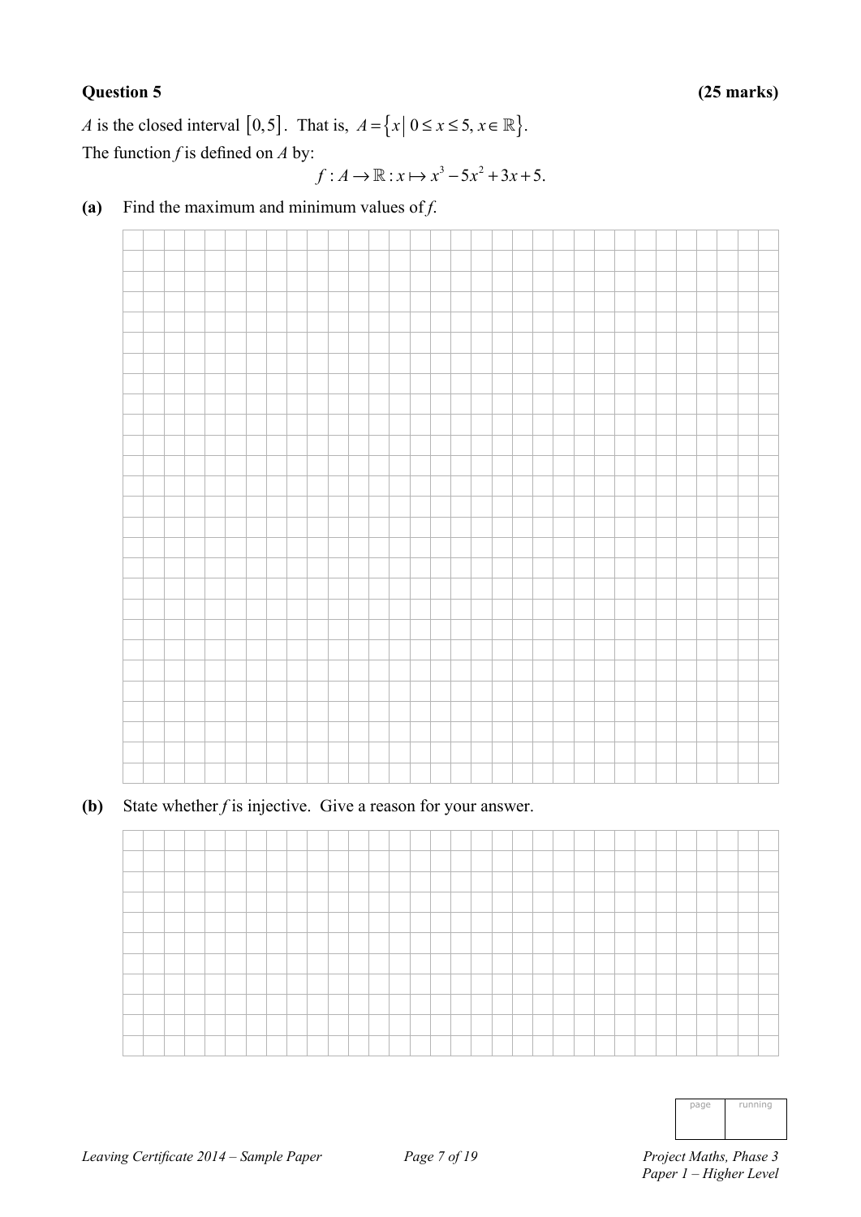**Question 5** **(25 marks)**

$A$ is the closed interval $[0,5]$. That is, $A = \{x \mid 0 \le x \le 5, x \in \mathbb{R}\}$.

The function $f$ is defined on $A$ by:

$$f : A \to \mathbb{R} : x \mapsto x^3 - 5x^2 + 3x + 5.$$

**(a)** Find the maximum and minimum values of $f$.

**(b)** State whether $f$ is injective. Give a reason for your answer.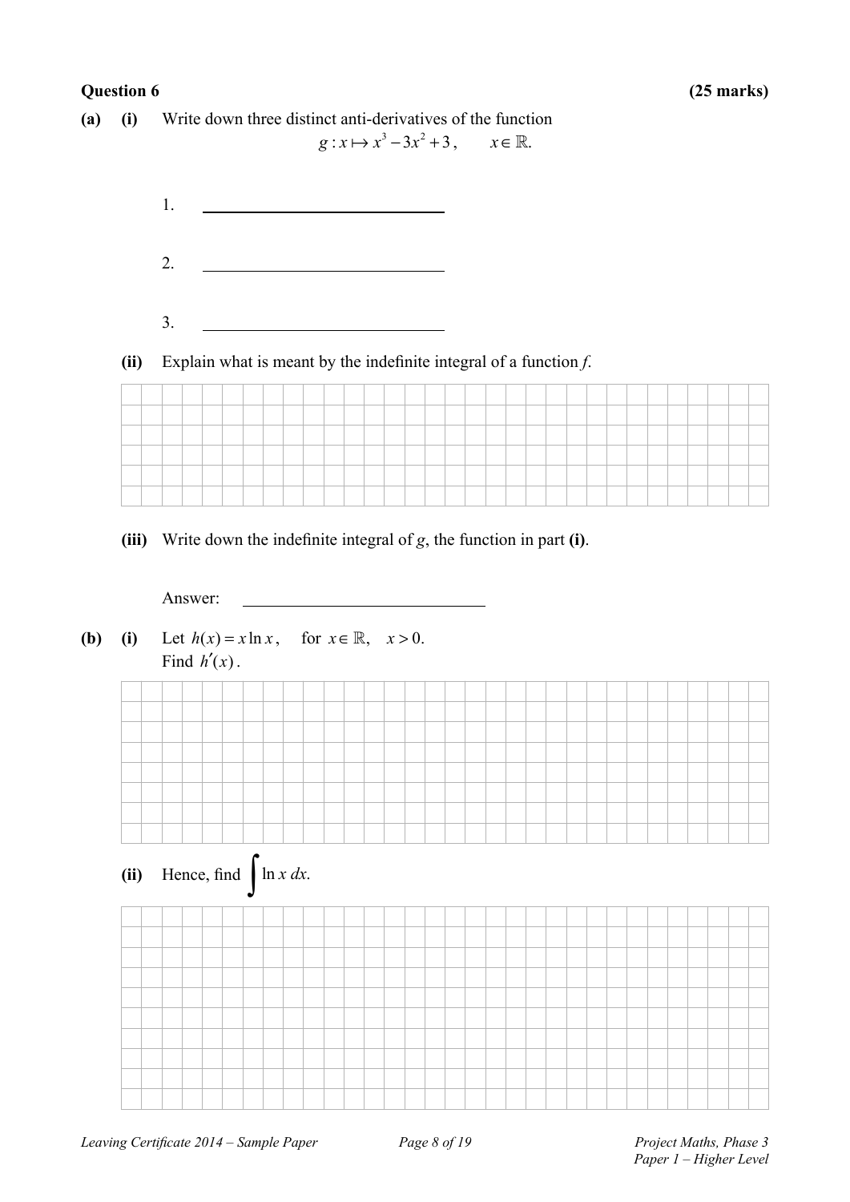**Question 6** **(25 marks)**

**(a)** **(i)** Write down three distinct anti-derivatives of the function

$$g : x \mapsto x^3 - 3x^2 + 3, \qquad x \in \mathbb{R}.$$

1. ______________________________

2. ______________________________

3. ______________________________

**(ii)** Explain what is meant by the indefinite integral of a function *f*.

**(iii)** Write down the indefinite integral of *g*, the function in part **(i)**.

Answer: ______________________________

**(b)** **(i)** Let $h(x) = x \ln x$, for $x \in \mathbb{R}$, $x > 0$.
Find $h'(x)$.

**(ii)** Hence, find $\int \ln x \, dx$.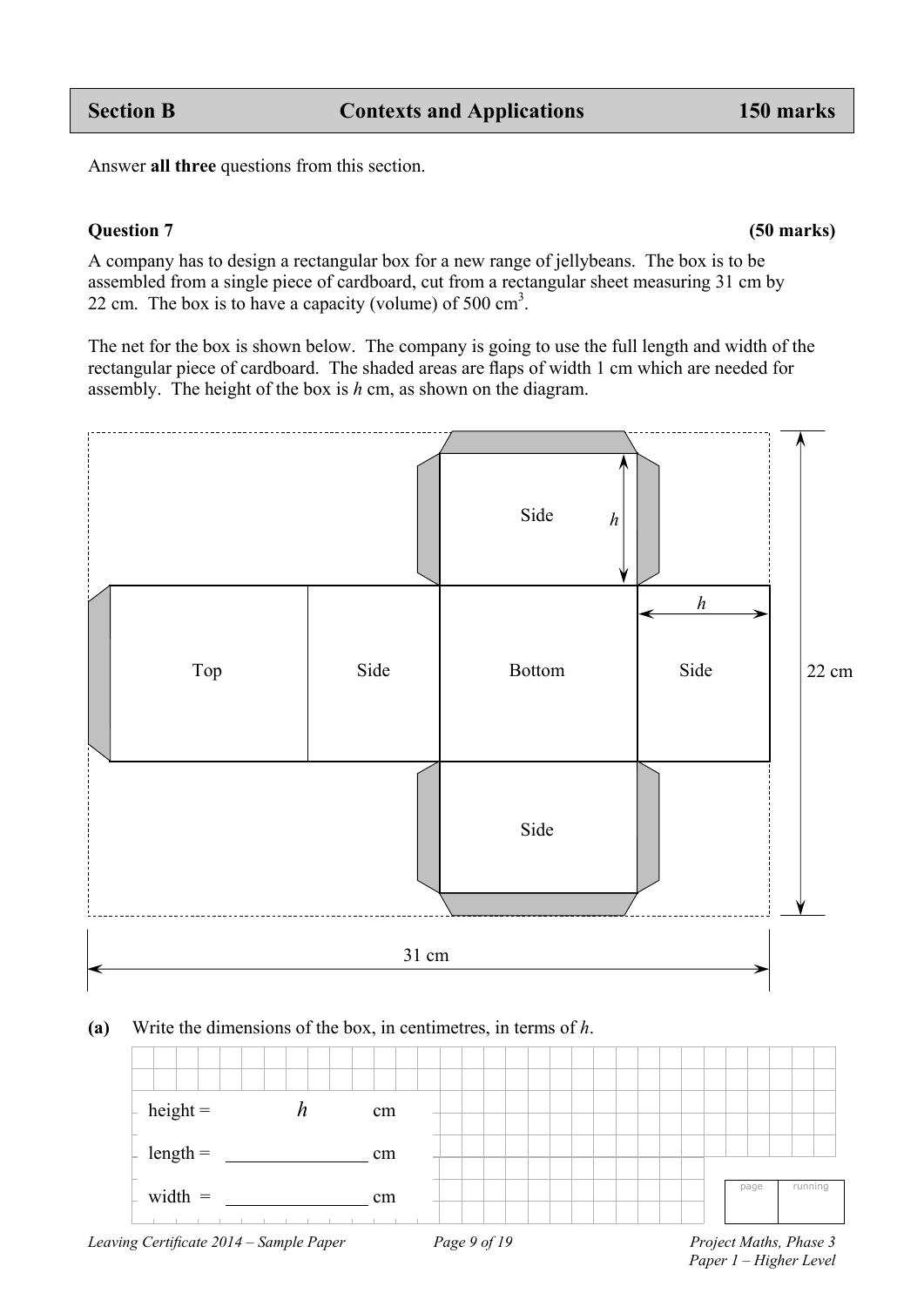## Section B — Contexts and Applications — 150 marks

Answer **all three** questions from this section.

### Question 7 (50 marks)

A company has to design a rectangular box for a new range of jellybeans. The box is to be assembled from a single piece of cardboard, cut from a rectangular sheet measuring 31 cm by 22 cm. The box is to have a capacity (volume) of 500 cm$^3$.

The net for the box is shown below. The company is going to use the full length and width of the rectangular piece of cardboard. The shaded areas are flaps of width 1 cm which are needed for assembly. The height of the box is $h$ cm, as shown on the diagram.

Top | Side | Bottom | Side

$h$ — 22 cm — 31 cm

**(a)** Write the dimensions of the box, in centimetres, in terms of $h$.

height = $h$ cm

length = ______________ cm

width = ______________ cm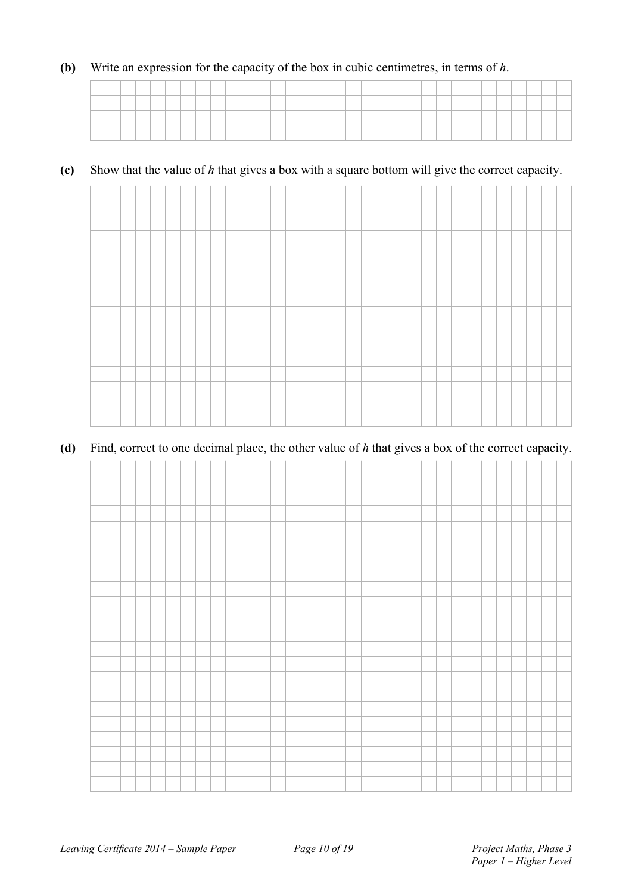**(b)** Write an expression for the capacity of the box in cubic centimetres, in terms of $h$.

**(c)** Show that the value of $h$ that gives a box with a square bottom will give the correct capacity.

**(d)** Find, correct to one decimal place, the other value of $h$ that gives a box of the correct capacity.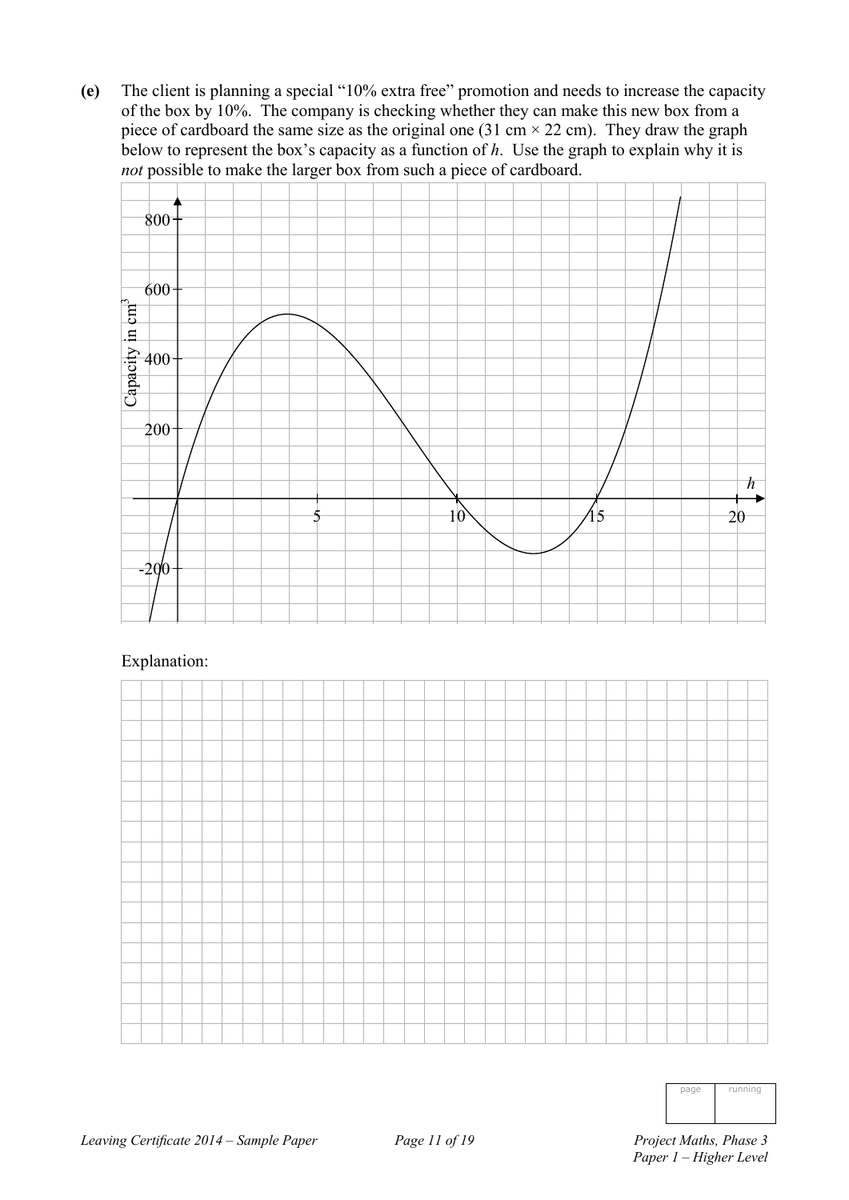**(e)** The client is planning a special "10% extra free" promotion and needs to increase the capacity of the box by 10%. The company is checking whether they can make this new box from a piece of cardboard the same size as the original one (31 cm × 22 cm). They draw the graph below to represent the box's capacity as a function of $h$. Use the graph to explain why it is *not* possible to make the larger box from such a piece of cardboard.

Explanation: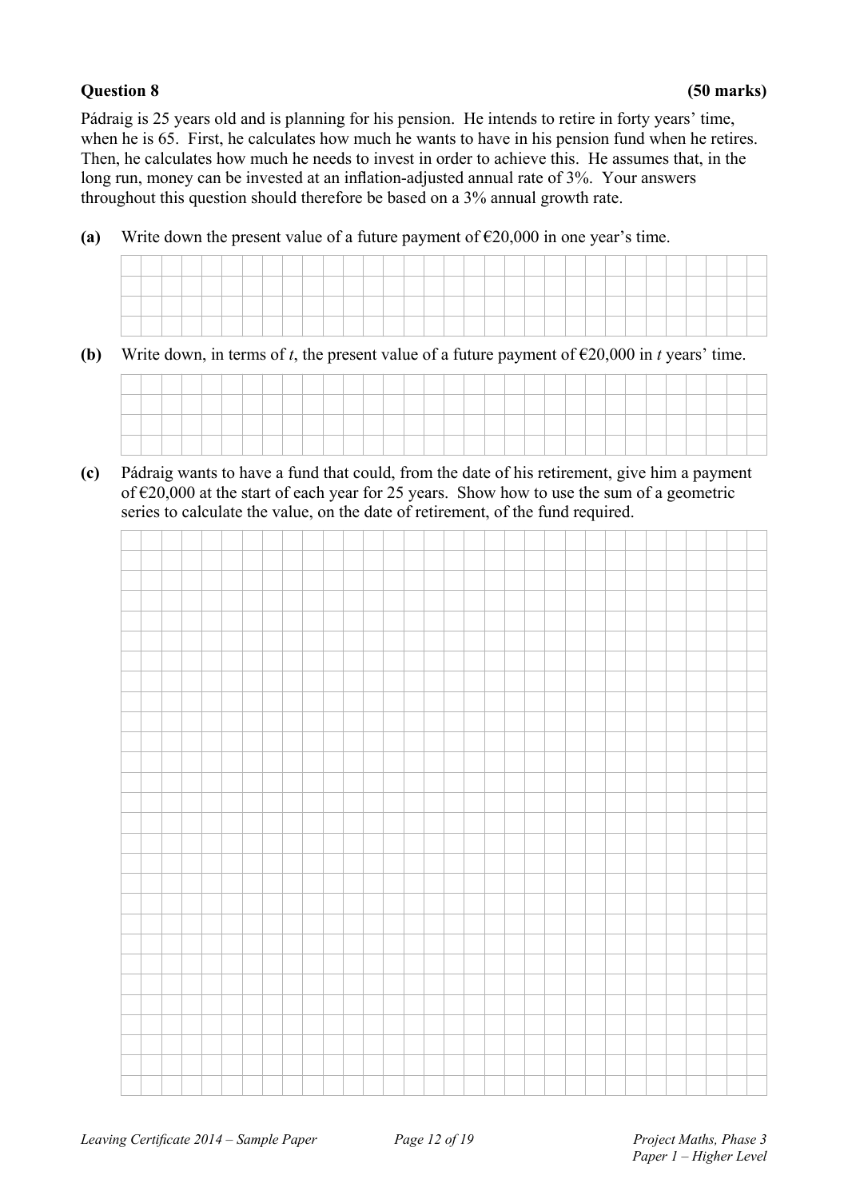**Question 8 (50 marks)**

Pádraig is 25 years old and is planning for his pension. He intends to retire in forty years' time, when he is 65. First, he calculates how much he wants to have in his pension fund when he retires. Then, he calculates how much he needs to invest in order to achieve this. He assumes that, in the long run, money can be invested at an inflation-adjusted annual rate of 3%. Your answers throughout this question should therefore be based on a 3% annual growth rate.

**(a)** Write down the present value of a future payment of €20,000 in one year's time.

**(b)** Write down, in terms of $t$, the present value of a future payment of €20,000 in $t$ years' time.

**(c)** Pádraig wants to have a fund that could, from the date of his retirement, give him a payment of €20,000 at the start of each year for 25 years. Show how to use the sum of a geometric series to calculate the value, on the date of retirement, of the fund required.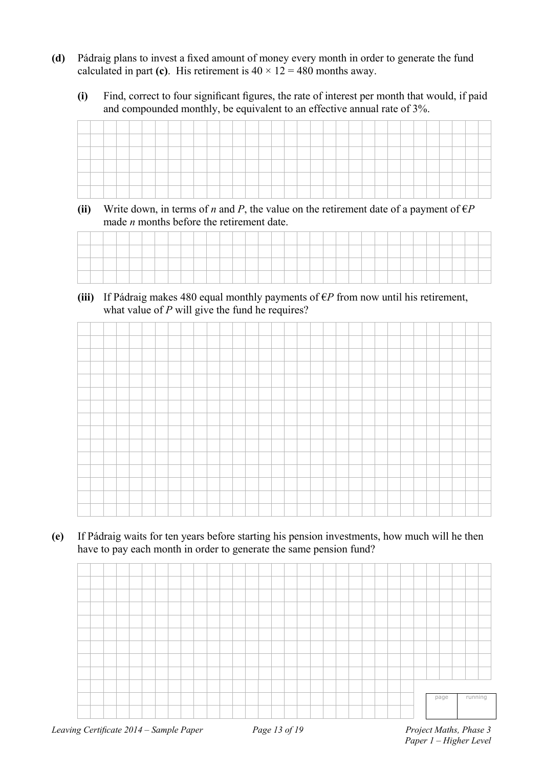**(d)** Pádraig plans to invest a fixed amount of money every month in order to generate the fund calculated in part **(c)**. His retirement is $40 \times 12 = 480$ months away.

**(i)** Find, correct to four significant figures, the rate of interest per month that would, if paid and compounded monthly, be equivalent to an effective annual rate of 3%.

**(ii)** Write down, in terms of $n$ and $P$, the value on the retirement date of a payment of €$P$ made $n$ months before the retirement date.

**(iii)** If Pádraig makes 480 equal monthly payments of €$P$ from now until his retirement, what value of $P$ will give the fund he requires?

**(e)** If Pádraig waits for ten years before starting his pension investments, how much will he then have to pay each month in order to generate the same pension fund?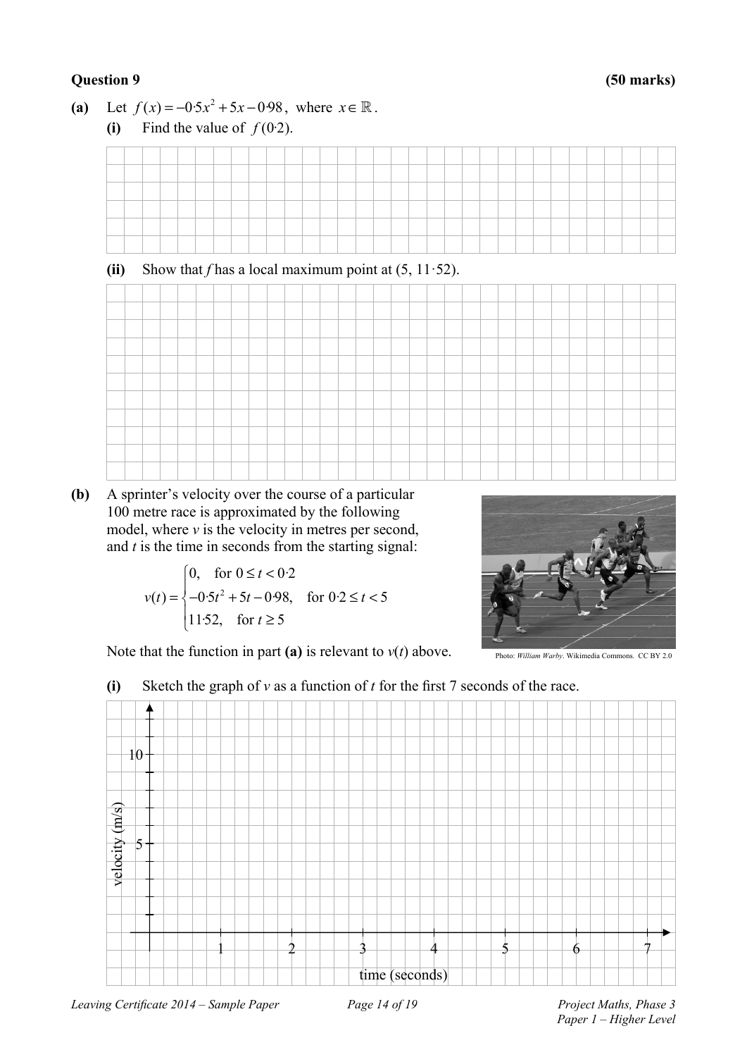**Question 9** **(50 marks)**

**(a)** Let $f(x) = -0{\cdot}5x^2 + 5x - 0{\cdot}98$, where $x \in \mathbb{R}$.

**(i)** Find the value of $f(0{\cdot}2)$.

**(ii)** Show that $f$ has a local maximum point at $(5,\ 11{\cdot}52)$.

**(b)** A sprinter's velocity over the course of a particular 100 metre race is approximated by the following model, where $v$ is the velocity in metres per second, and $t$ is the time in seconds from the starting signal:

$$v(t) = \begin{cases} 0, & \text{for } 0 \le t < 0{\cdot}2 \\ -0{\cdot}5t^2 + 5t - 0{\cdot}98, & \text{for } 0{\cdot}2 \le t < 5 \\ 11{\cdot}52, & \text{for } t \ge 5 \end{cases}$$

Note that the function in part **(a)** is relevant to $v(t)$ above.

Photo: *William Warby*. Wikimedia Commons. CC BY 2.0

**(i)** Sketch the graph of $v$ as a function of $t$ for the first 7 seconds of the race.

velocity (m/s)

10

5

1 2 3 4 5 6 7

time (seconds)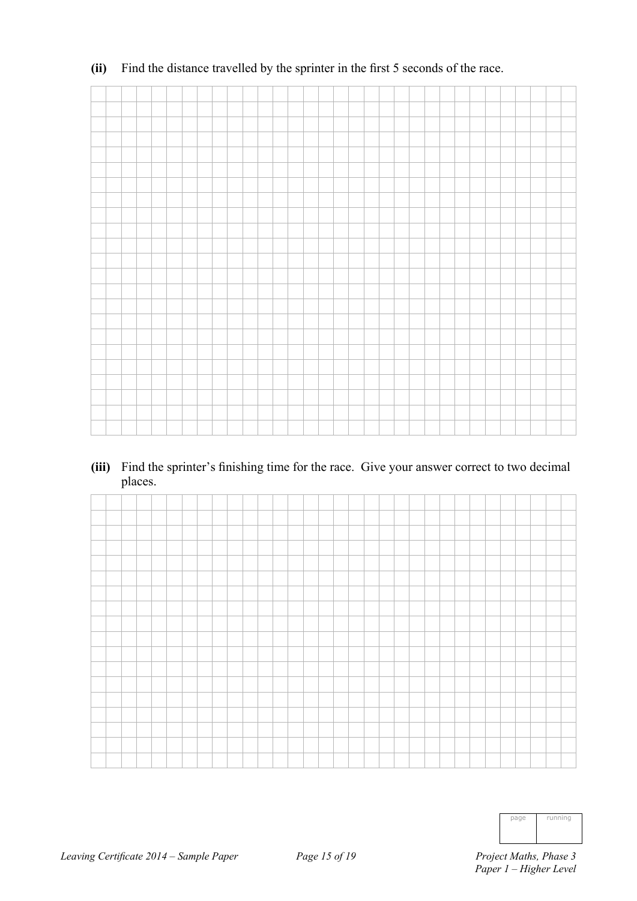**(ii)** Find the distance travelled by the sprinter in the first 5 seconds of the race.

**(iii)** Find the sprinter's finishing time for the race. Give your answer correct to two decimal places.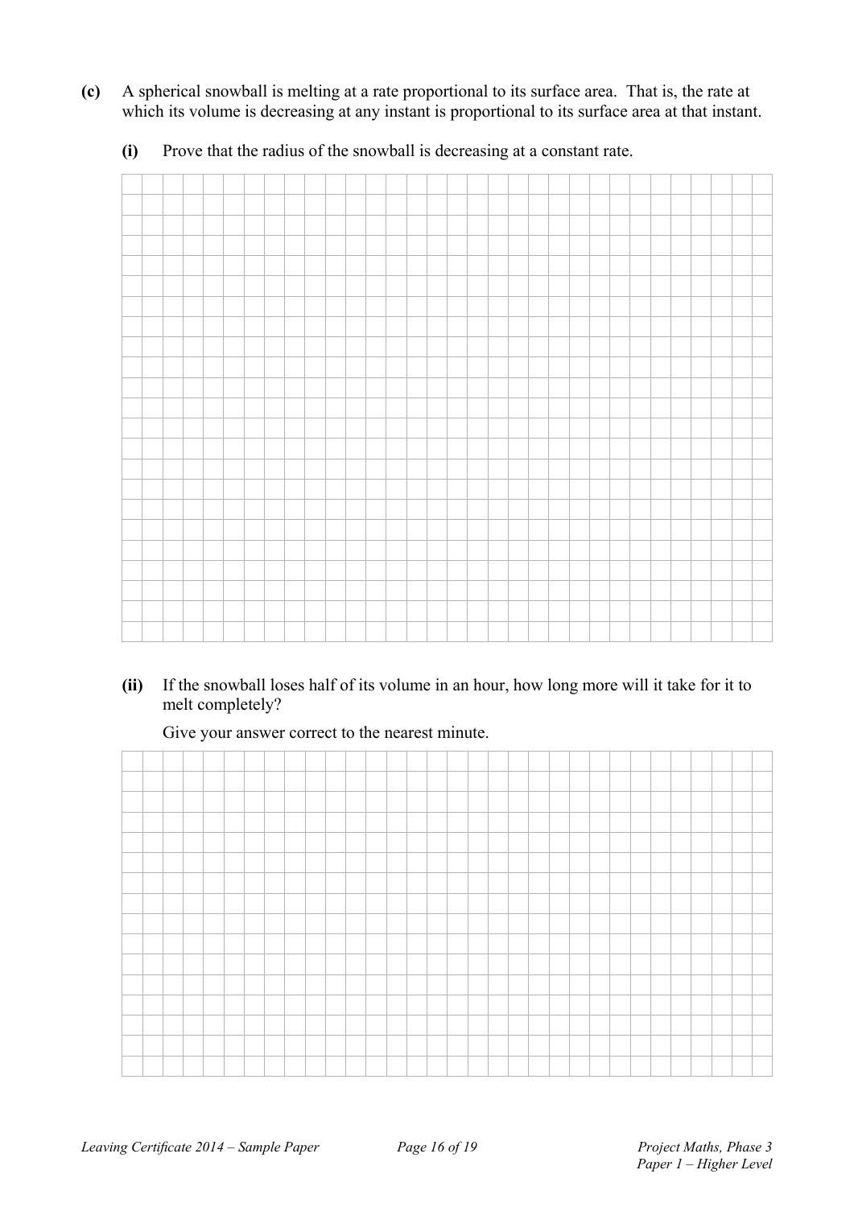**(c)** A spherical snowball is melting at a rate proportional to its surface area. That is, the rate at which its volume is decreasing at any instant is proportional to its surface area at that instant.

**(i)** Prove that the radius of the snowball is decreasing at a constant rate.

**(ii)** If the snowball loses half of its volume in an hour, how long more will it take for it to melt completely?

Give your answer correct to the nearest minute.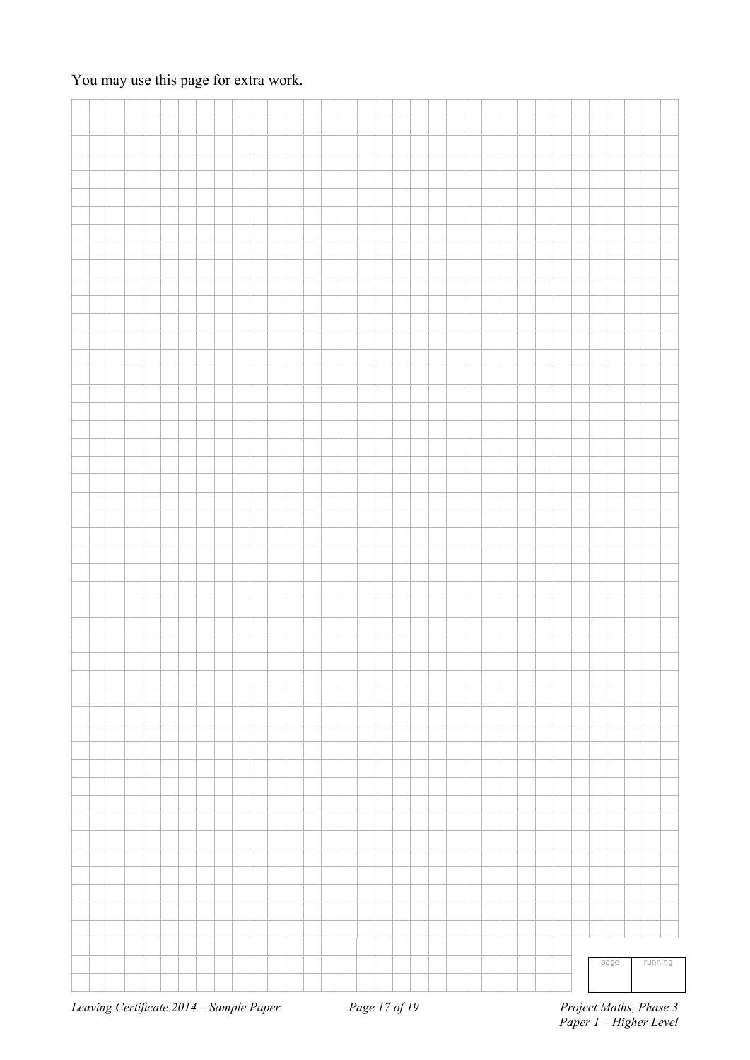You may use this page for extra work.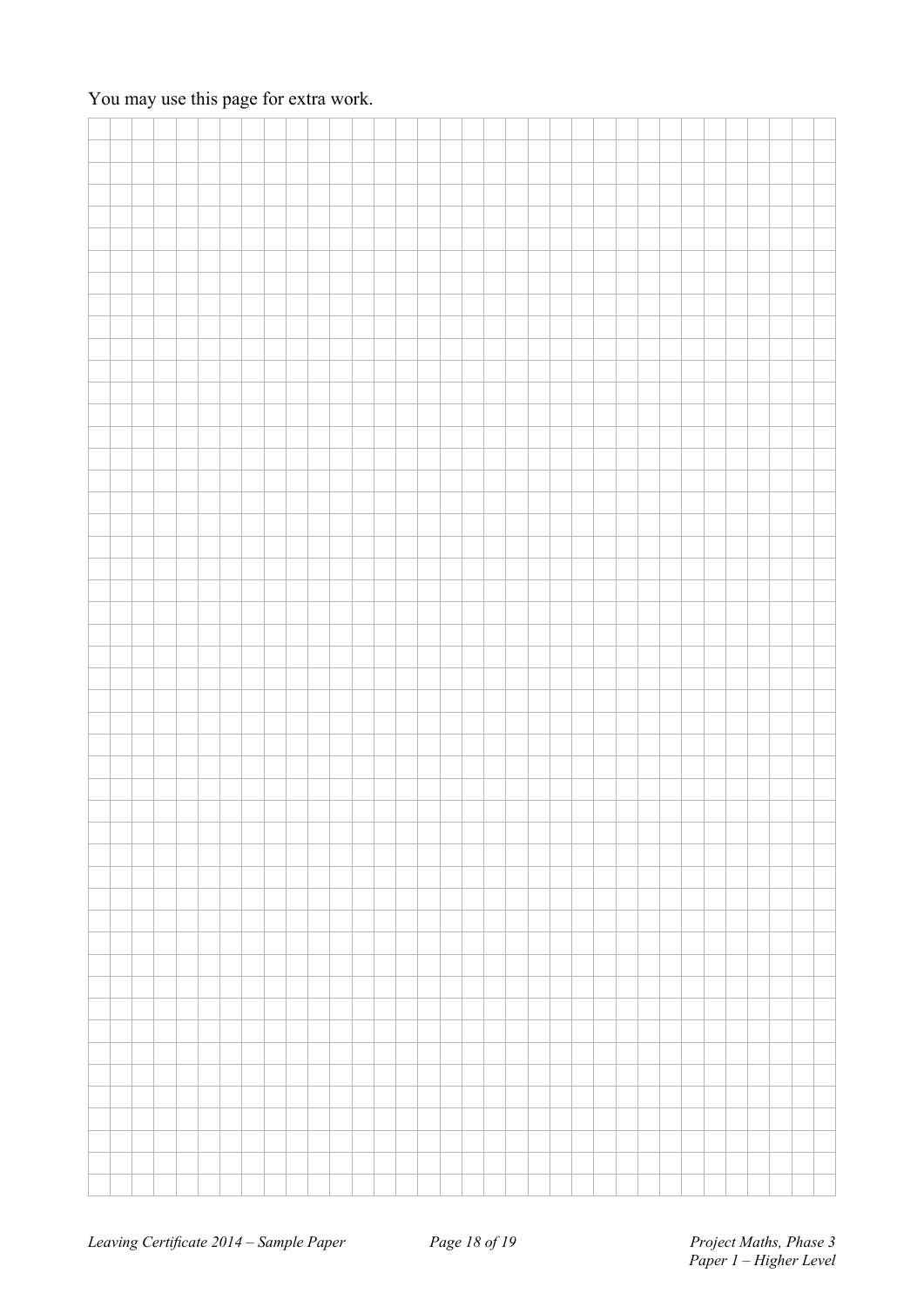You may use this page for extra work.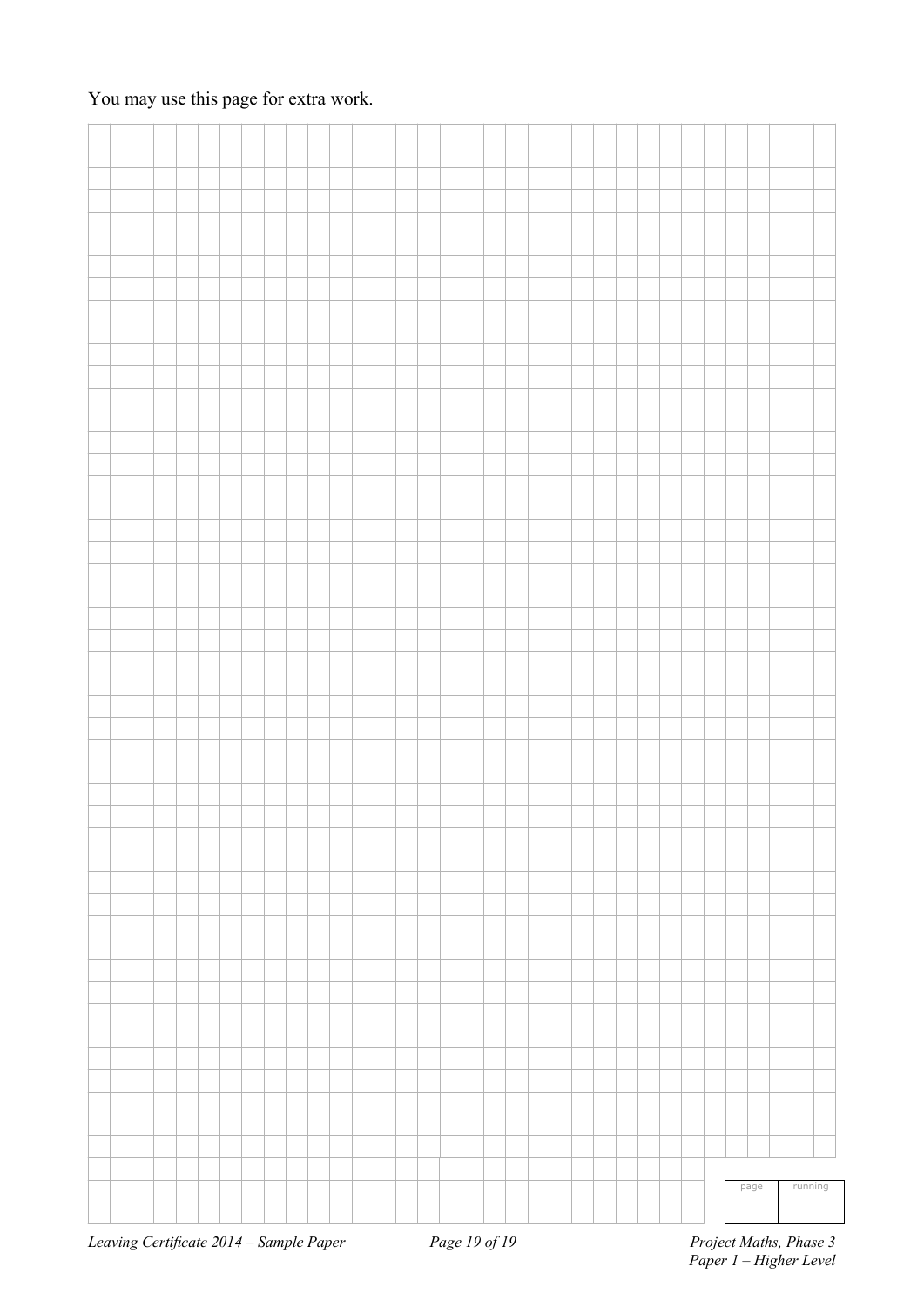You may use this page for extra work.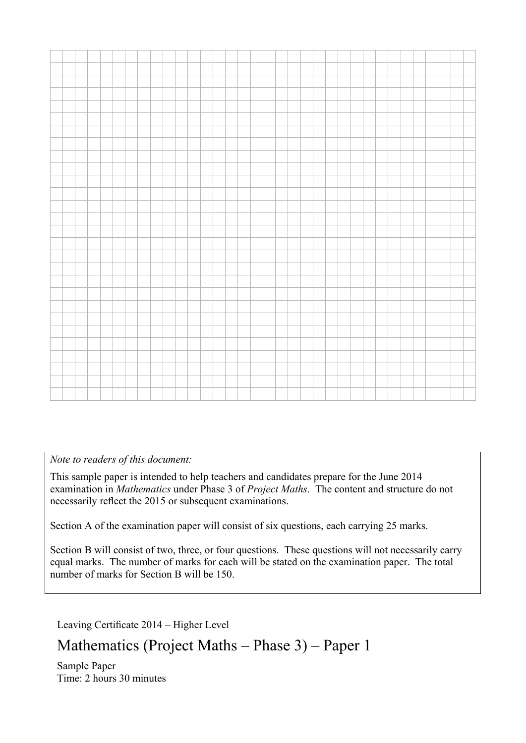*Note to readers of this document:*

This sample paper is intended to help teachers and candidates prepare for the June 2014 examination in *Mathematics* under Phase 3 of *Project Maths*. The content and structure do not necessarily reflect the 2015 or subsequent examinations.

Section A of the examination paper will consist of six questions, each carrying 25 marks.

Section B will consist of two, three, or four questions. These questions will not necessarily carry equal marks. The number of marks for each will be stated on the examination paper. The total number of marks for Section B will be 150.

Leaving Certificate 2014 – Higher Level

# Mathematics (Project Maths – Phase 3) – Paper 1

Sample Paper
Time: 2 hours 30 minutes